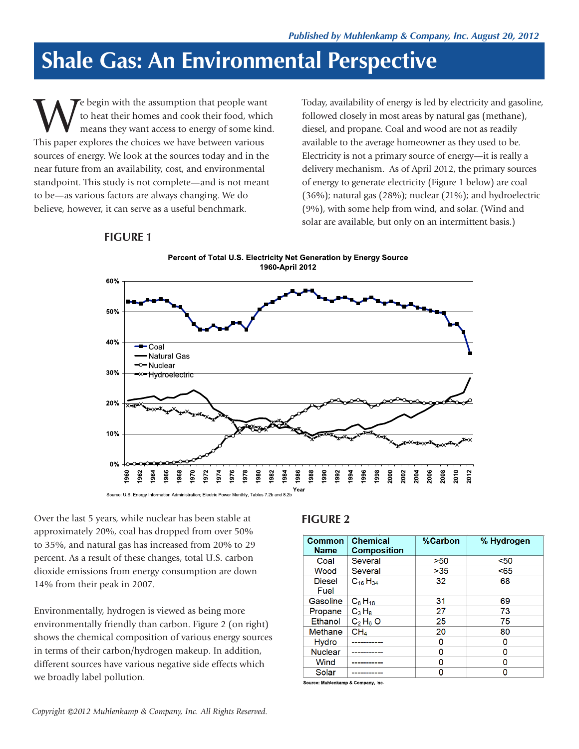*Published by Muhlenkamp & Company, Inc. August 20, 2012*

# Shale Gas: An Environmental Perspective

We begin with the assumption that people want to heat their homes and cook their food, which means they want access to energy of some kind. This paper explores the choices we have between various sources of energy. We look at the sources today and in the near future from an availability, cost, and environmental standpoint. This study is not complete—and is not meant to be—as various factors are always changing. We do believe, however, it can serve as a useful benchmark.

Today, availability of energy is led by electricity and gasoline, followed closely in most areas by natural gas (methane), diesel, and propane. Coal and wood are not as readily available to the average homeowner as they used to be. Electricity is not a primary source of energy—it is really a delivery mechanism. As of April 2012, the primary sources of energy to generate electricity (Figure 1 below) are coal (36%); natural gas (28%); nuclear (21%); and hydroelectric (9%), with some help from wind, and solar. (Wind and solar are available, but only on an intermittent basis.)

## FIGURE 1

**Percent of Total U.S. Electricity Net Generation by Energy Source 1960-April 2012**

Source: U.S. Energy Information Administration; Electric Power Monthly, Tables 7.2b and 8.2b

Over the last 5 years, while nuclear has been stable at approximately 20%, coal has dropped from over 50% to 35%, and natural gas has increased from 20% to 29 percent. As a result of these changes, total U.S. carbon dioxide emissions from energy consumption are down 14% from their peak in 2007.

Environmentally, hydrogen is viewed as being more environmentally friendly than carbon. Figure 2 (on right) shows the chemical composition of various energy sources in terms of their carbon/hydrogen makeup. In addition, different sources have various negative side effects which we broadly label pollution.

## FIGURE 2

| Common Name | Chemical Composition | %Carbon | % Hydrogen |
|---|---|---|---|
| Coal | Several | >50 | <50 |
| Wood | Several | >35 | <65 |
| Diesel Fuel | $C_{16}H_{34}$ | 32 | 68 |
| Gasoline | $C_8H_{18}$ | 31 | 69 |
| Propane | $C_3H_8$ | 27 | 73 |
| Ethanol | $C_2H_6O$ | 25 | 75 |
| Methane | $CH_4$ | 20 | 80 |
| Hydro | ----------- | 0 | 0 |
| Nuclear | ----------- | 0 | 0 |
| Wind | ----------- | 0 | 0 |
| Solar | ----------- | 0 | 0 |

Source: Muhlenkamp & Company, Inc.

*Copyright ©2012 Muhlenkamp & Company, Inc. All Rights Reserved.*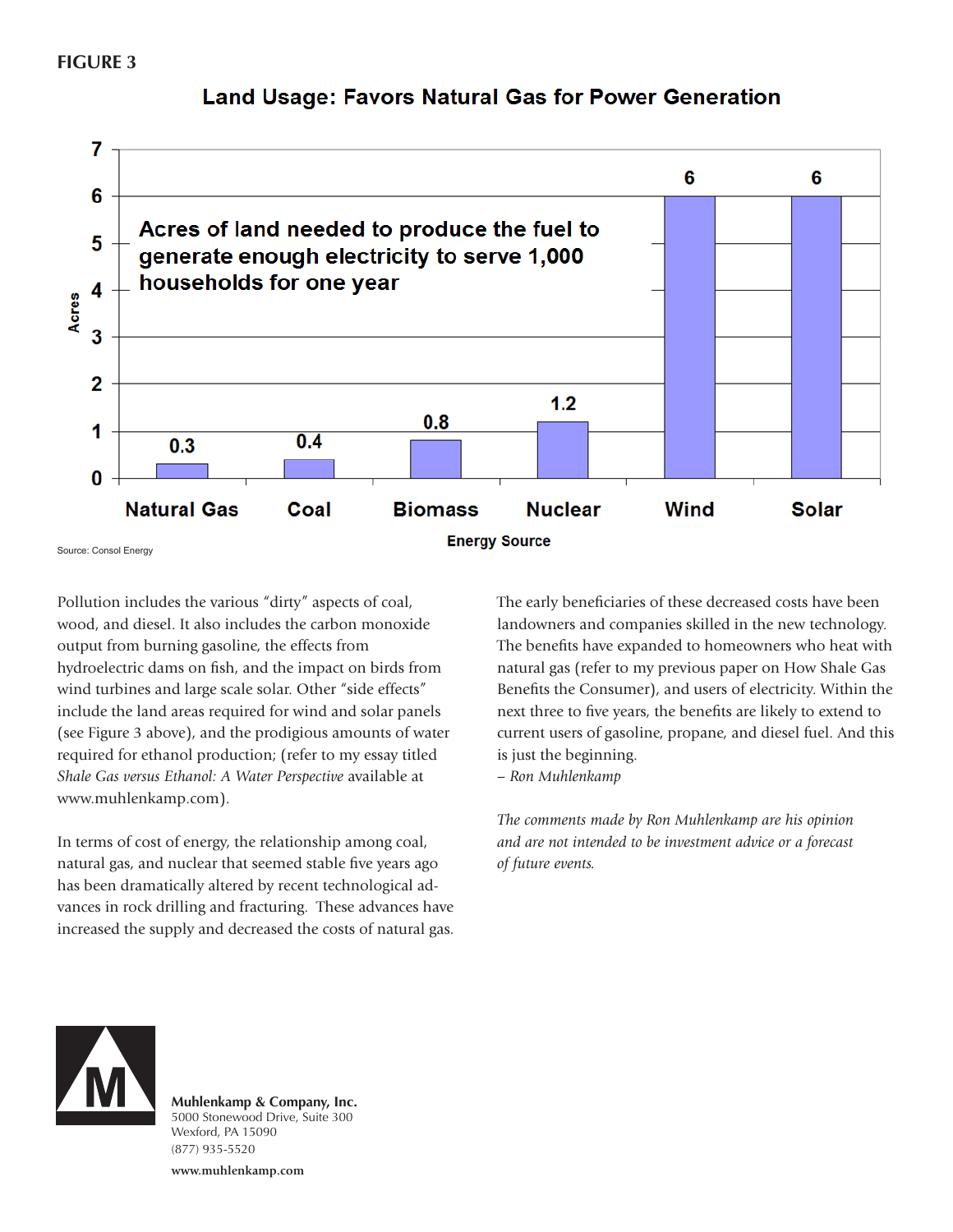**FIGURE 3**

**Land Usage: Favors Natural Gas for Power Generation**

Acres of land needed to produce the fuel to generate enough electricity to serve 1,000 households for one year

Acres

7
6
5
4
3
2
1
0

0.3
0.4
0.8
1.2
6
6

Natural Gas
Coal
Biomass
Nuclear
Wind
Solar

Energy Source

Source: Consol Energy

Pollution includes the various "dirty" aspects of coal, wood, and diesel. It also includes the carbon monoxide output from burning gasoline, the effects from hydroelectric dams on fish, and the impact on birds from wind turbines and large scale solar. Other "side effects" include the land areas required for wind and solar panels (see Figure 3 above), and the prodigious amounts of water required for ethanol production; (refer to my essay titled *Shale Gas versus Ethanol: A Water Perspective* available at www.muhlenkamp.com).

In terms of cost of energy, the relationship among coal, natural gas, and nuclear that seemed stable five years ago has been dramatically altered by recent technological advances in rock drilling and fracturing. These advances have increased the supply and decreased the costs of natural gas.

The early beneficiaries of these decreased costs have been landowners and companies skilled in the new technology. The benefits have expanded to homeowners who heat with natural gas (refer to my previous paper on How Shale Gas Benefits the Consumer), and users of electricity. Within the next three to five years, the benefits are likely to extend to current users of gasoline, propane, and diesel fuel. And this is just the beginning.

*– Ron Muhlenkamp*

*The comments made by Ron Muhlenkamp are his opinion and are not intended to be investment advice or a forecast of future events.*

**Muhlenkamp & Company, Inc.**
5000 Stonewood Drive, Suite 300
Wexford, PA 15090
(877) 935-5520

**www.muhlenkamp.com**